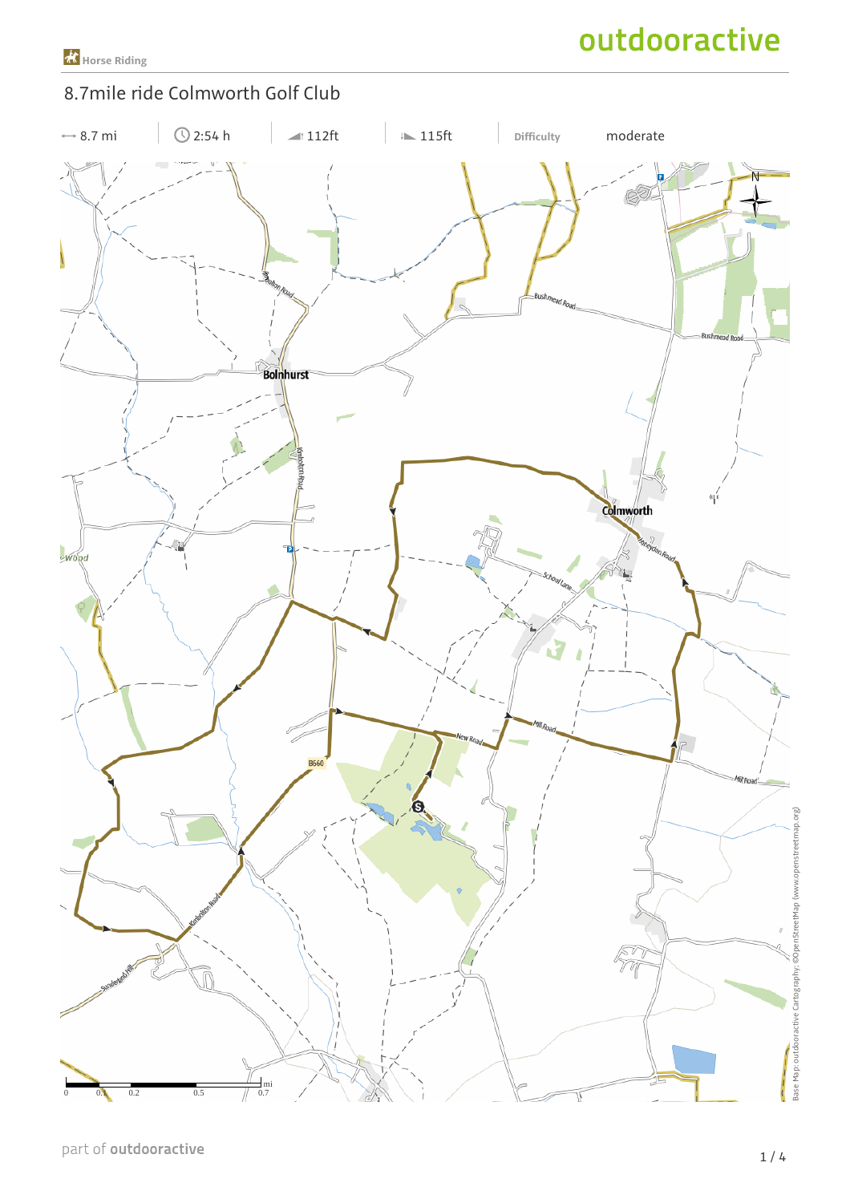Horse Riding

# 8.7mile ride Colmworth Golf Club

8.7 mi | 2:54 h | 112ft | 115ft | Difficulty | moderate

Bushmead Road
Bushmead Road
Bolnhurst
Kimbolton Road
Kimbolton Road
Colmworth
Honeydon Road
School Lane
Wood
New Road
Mill Road
Mill Road
B660
Kimbolton Road
Sunderland Hill
N

0 0.1 0.2 0.5 0.7 mi

Base Map: outdooractive Cartography; ©OpenStreetMap (www.openstreetmap.org)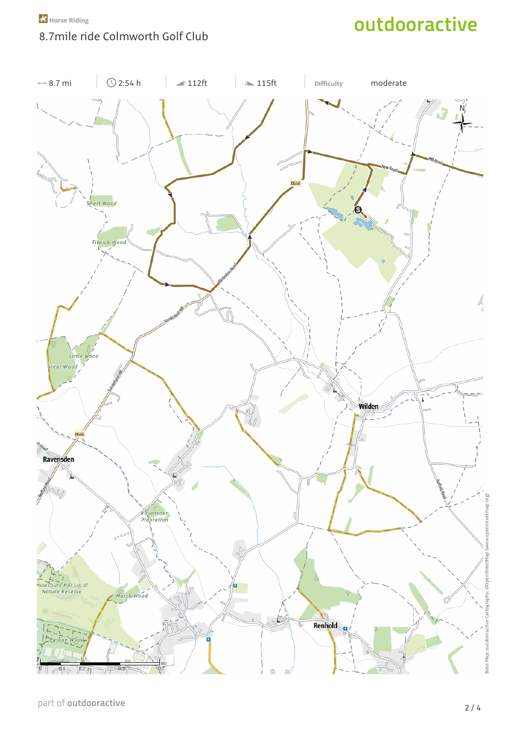Horse Riding

# 8.7mile ride Colmworth Golf Club

| | | | | | |
|---|---|---|---|---|---|
| 8.7 mi | 2:54 h | 112ft | 115ft | Difficulty | moderate |

Short Wood
Tilwick Wood
B660
New Road
Mill Road
Kimbolton Road
Sunderland Hill
Little Wood
Great Wood
Wilden
B660
Ravensden
Bedford Road
Ravensden Plantation
Howsbury Hill Local Nature Reserve
Marsh Wood
Putnoe Wood
Renhold

Base Map: outdooractive Cartography; ©OpenStreetMap (www.openstreetmap.org)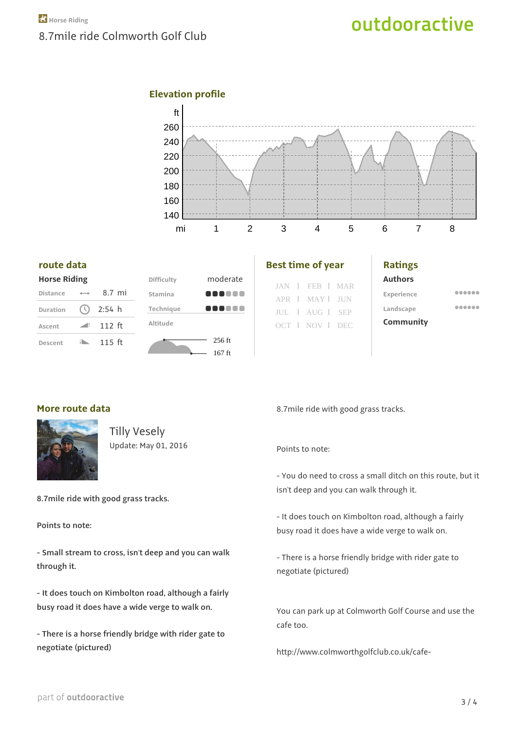Horse Riding

# 8.7mile ride Colmworth Golf Club

## Elevation profile

ft
260
240
220
200
180
160
140
mi 1 2 3 4 5 6 7 8

## route data

**Horse Riding**

| | |
|---|---|
| Distance | 8.7 mi |
| Duration | 2:54 h |
| Ascent | 112 ft |
| Descent | 115 ft |

| | |
|---|---|
| Difficulty | moderate |
| Stamina | |
| Technique | |
| Altitude | 256 ft / 167 ft |

## Best time of year

JAN | FEB | MAR
APR | MAY | JUN
JUL | AUG | SEP
OCT | NOV | DEC

## Ratings

**Authors**

Experience

Landscape

**Community**

## More route data

Tilly Vesely
Update: May 01, 2016

**8.7mile ride with good grass tracks.**

**Points to note:**

**- Small stream to cross, isn't deep and you can walk through it.**

**- It does touch on Kimbolton road, although a fairly busy road it does have a wide verge to walk on.**

**- There is a horse friendly bridge with rider gate to negotiate (pictured)**

8.7mile ride with good grass tracks.

Points to note:

- You do need to cross a small ditch on this route, but it isn't deep and you can walk through it.

- It does touch on Kimbolton road, although a fairly busy road it does have a wide verge to walk on.

- There is a horse friendly bridge with rider gate to negotiate (pictured)

You can park up at Colmworth Golf Course and use the cafe too.

http://www.colmworthgolfclub.co.uk/cafe-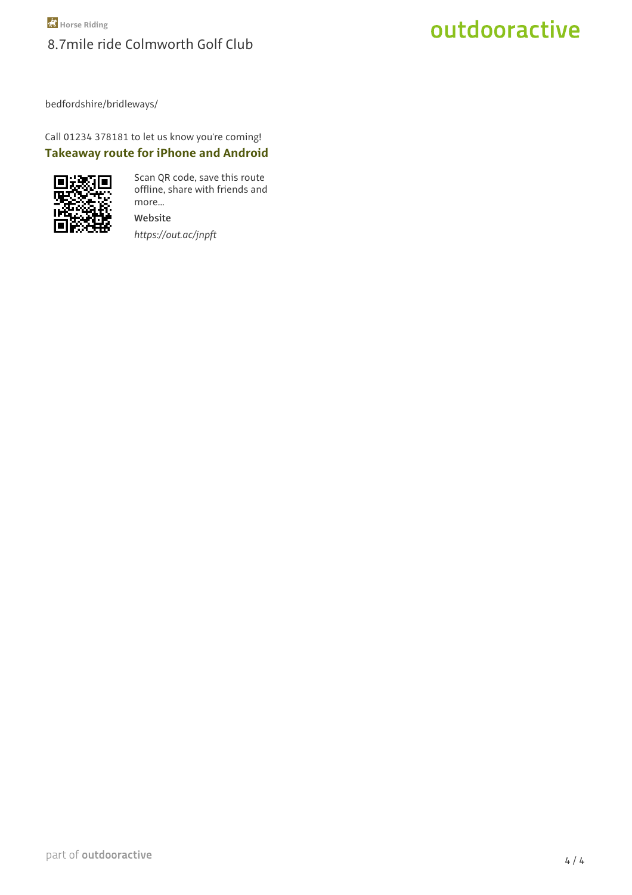bedfordshire/bridleways/

Call 01234 378181 to let us know you're coming!

## Takeaway route for iPhone and Android

Scan QR code, save this route offline, share with friends and more...

**Website**

*https://out.ac/jnpft*